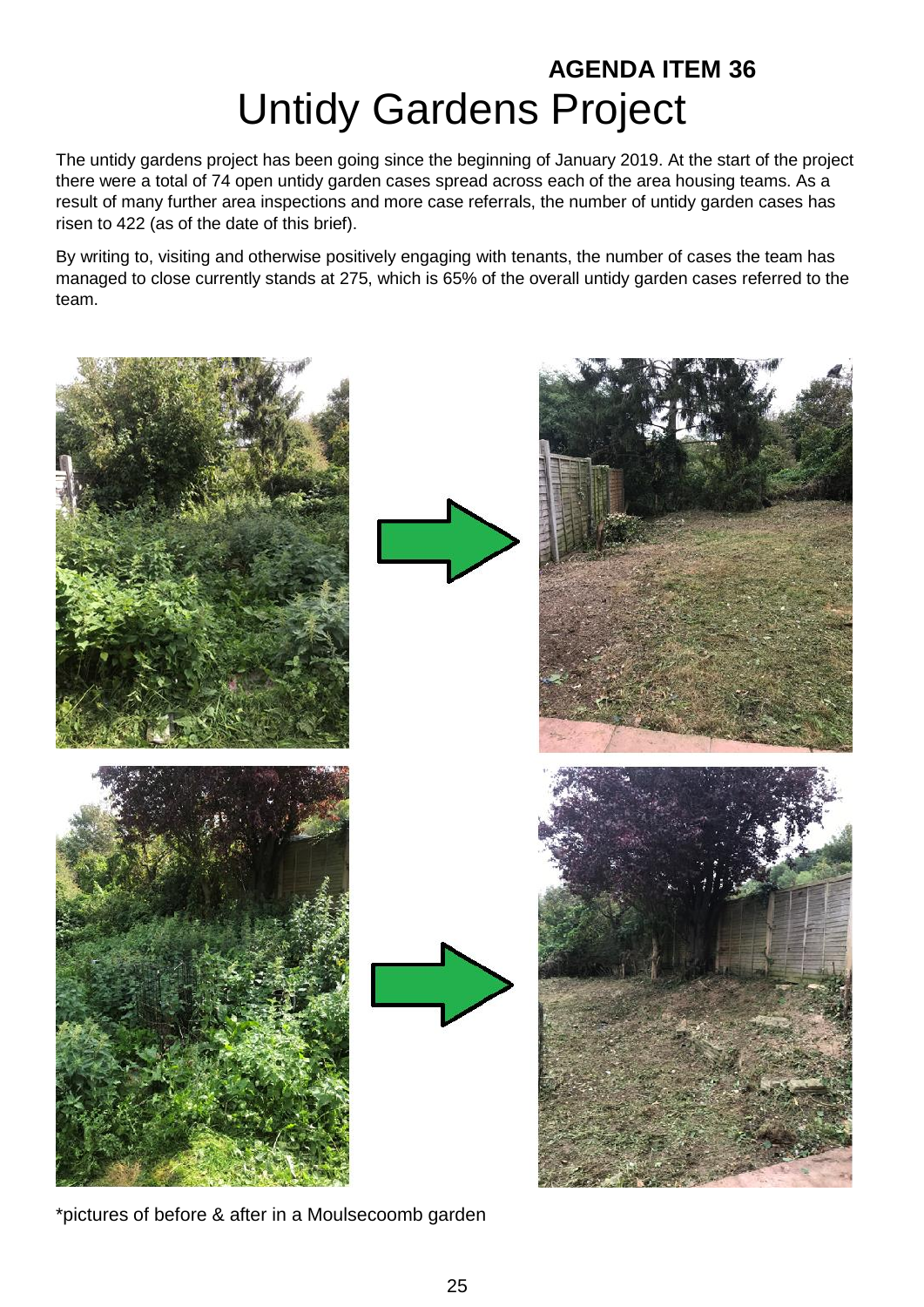**AGENDA ITEM 36**

# Untidy Gardens Project

The untidy gardens project has been going since the beginning of January 2019. At the start of the project there were a total of 74 open untidy garden cases spread across each of the area housing teams. As a result of many further area inspections and more case referrals, the number of untidy garden cases has risen to 422 (as of the date of this brief).

By writing to, visiting and otherwise positively engaging with tenants, the number of cases the team has managed to close currently stands at 275, which is 65% of the overall untidy garden cases referred to the team.

*pictures of before & after in a Moulsecoomb garden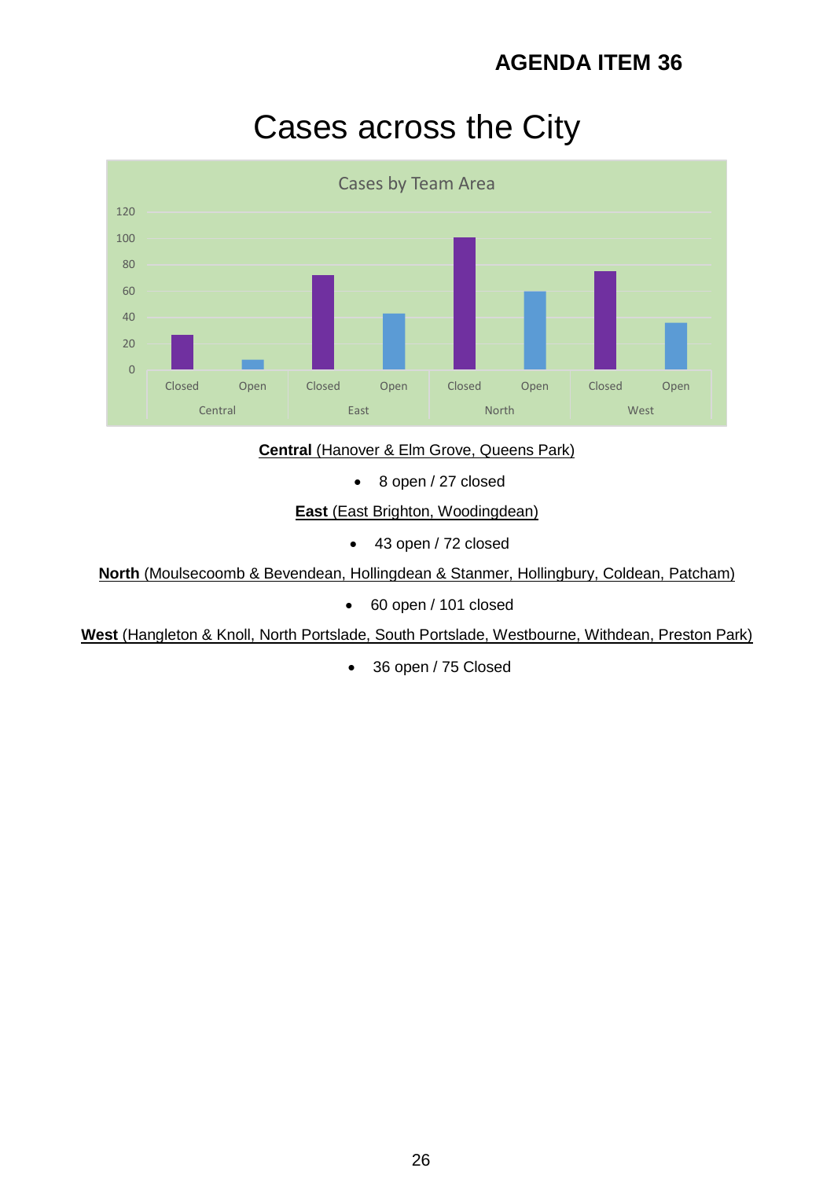**AGENDA ITEM 36**

# Cases across the City

Cases by Team Area

| | Central | | East | | North | | West | |
|---|---|---|---|---|---|---|---|---|
| | Closed | Open | Closed | Open | Closed | Open | Closed | Open |

**Central** (Hanover & Elm Grove, Queens Park)

- 8 open / 27 closed

**East** (East Brighton, Woodingdean)

- 43 open / 72 closed

**North** (Moulsecoomb & Bevendean, Hollingdean & Stanmer, Hollingbury, Coldean, Patcham)

- 60 open / 101 closed

**West** (Hangleton & Knoll, North Portslade, South Portslade, Westbourne, Withdean, Preston Park)

- 36 open / 75 Closed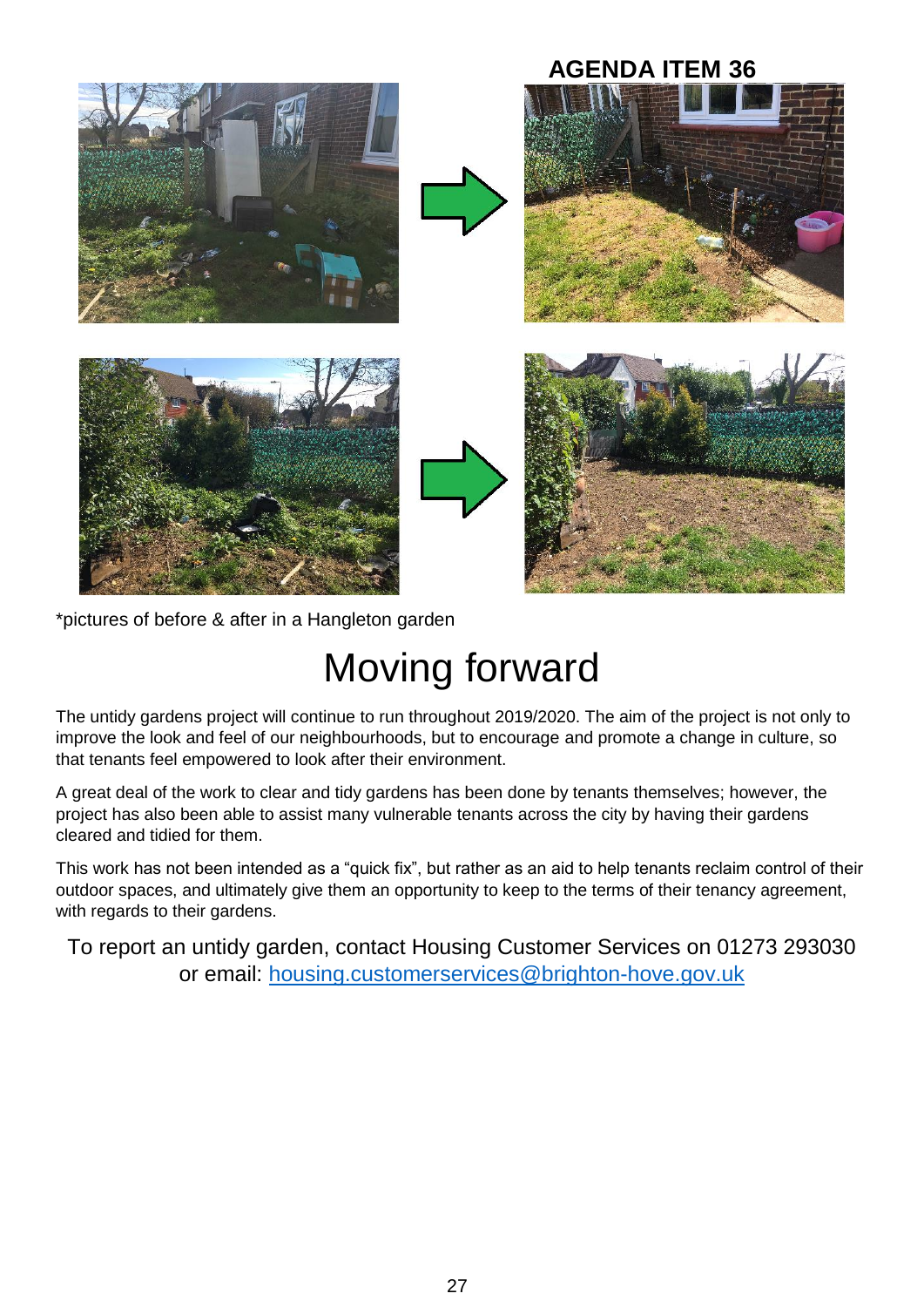**AGENDA ITEM 36**

*pictures of before & after in a Hangleton garden

# Moving forward

The untidy gardens project will continue to run throughout 2019/2020. The aim of the project is not only to improve the look and feel of our neighbourhoods, but to encourage and promote a change in culture, so that tenants feel empowered to look after their environment.

A great deal of the work to clear and tidy gardens has been done by tenants themselves; however, the project has also been able to assist many vulnerable tenants across the city by having their gardens cleared and tidied for them.

This work has not been intended as a "quick fix", but rather as an aid to help tenants reclaim control of their outdoor spaces, and ultimately give them an opportunity to keep to the terms of their tenancy agreement, with regards to their gardens.

To report an untidy garden, contact Housing Customer Services on 01273 293030 or email: housing.customerservices@brighton-hove.gov.uk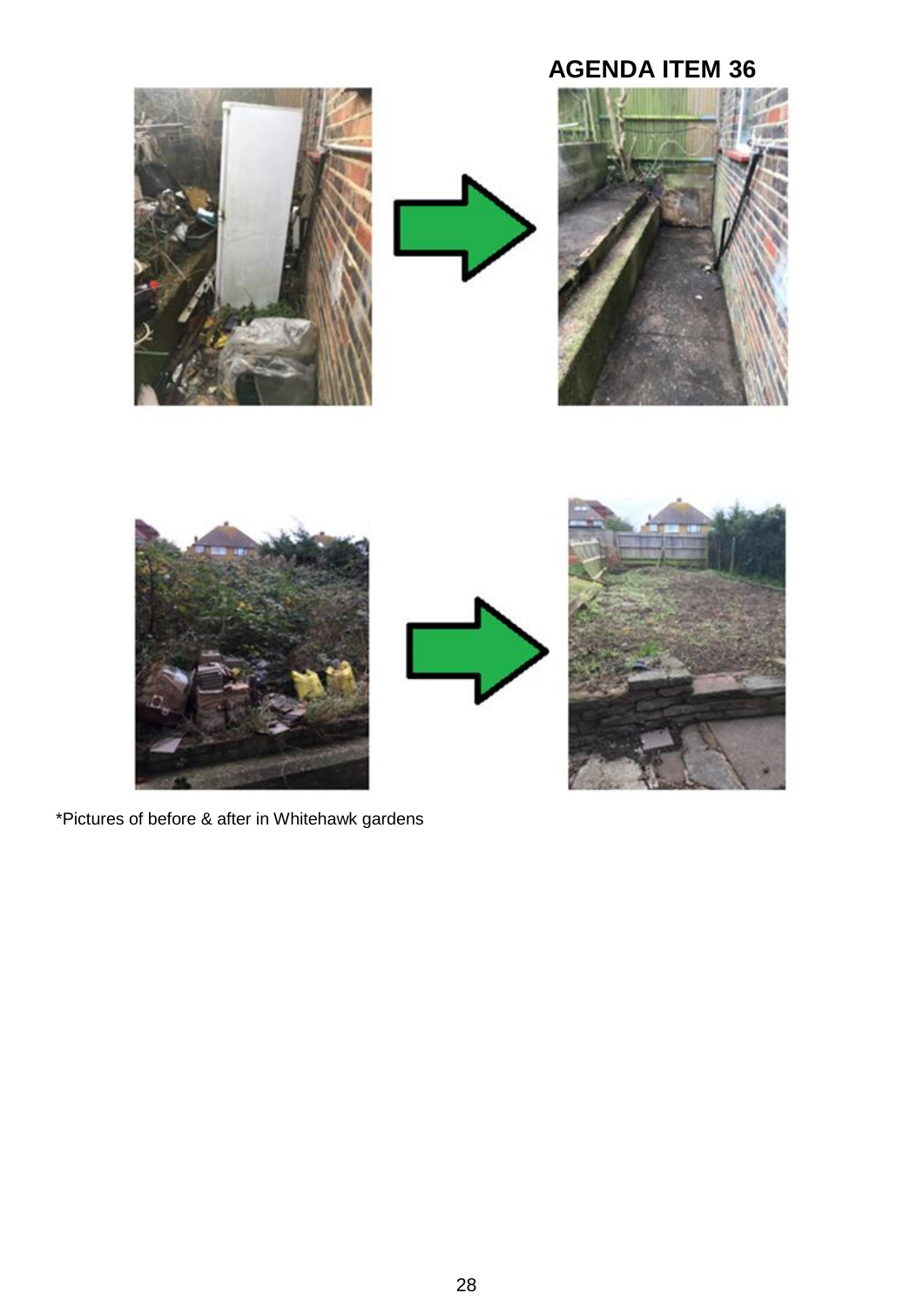AGENDA ITEM 36

*Pictures of before & after in Whitehawk gardens